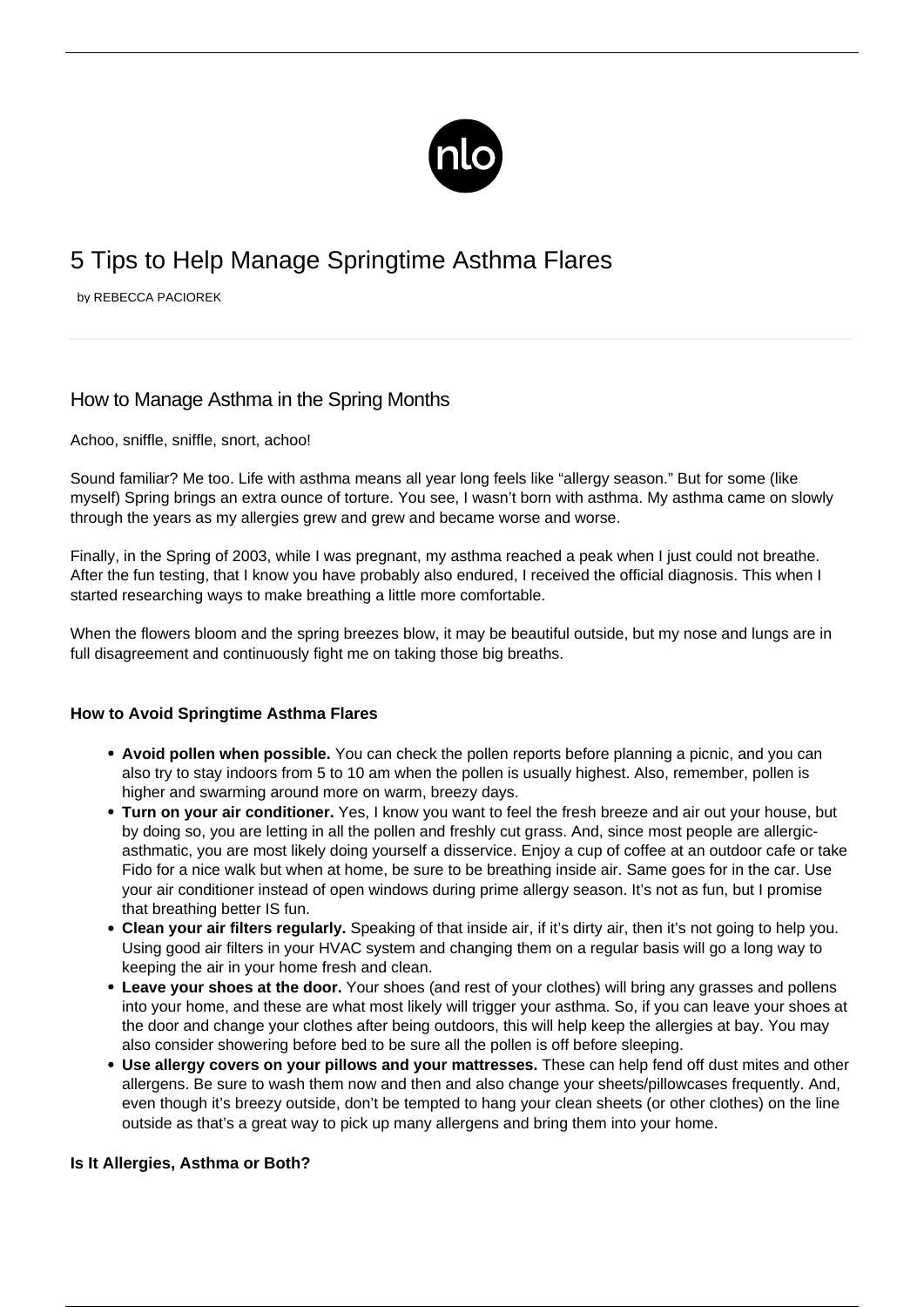# 5 Tips to Help Manage Springtime Asthma Flares

by REBECCA PACIOREK

## How to Manage Asthma in the Spring Months

Achoo, sniffle, sniffle, snort, achoo!

Sound familiar? Me too. Life with asthma means all year long feels like "allergy season." But for some (like myself) Spring brings an extra ounce of torture. You see, I wasn't born with asthma. My asthma came on slowly through the years as my allergies grew and grew and became worse and worse.

Finally, in the Spring of 2003, while I was pregnant, my asthma reached a peak when I just could not breathe. After the fun testing, that I know you have probably also endured, I received the official diagnosis. This when I started researching ways to make breathing a little more comfortable.

When the flowers bloom and the spring breezes blow, it may be beautiful outside, but my nose and lungs are in full disagreement and continuously fight me on taking those big breaths.

### How to Avoid Springtime Asthma Flares

- **Avoid pollen when possible.** You can check the pollen reports before planning a picnic, and you can also try to stay indoors from 5 to 10 am when the pollen is usually highest. Also, remember, pollen is higher and swarming around more on warm, breezy days.
- **Turn on your air conditioner.** Yes, I know you want to feel the fresh breeze and air out your house, but by doing so, you are letting in all the pollen and freshly cut grass. And, since most people are allergic-asthmatic, you are most likely doing yourself a disservice. Enjoy a cup of coffee at an outdoor cafe or take Fido for a nice walk but when at home, be sure to be breathing inside air. Same goes for in the car. Use your air conditioner instead of open windows during prime allergy season. It's not as fun, but I promise that breathing better IS fun.
- **Clean your air filters regularly.** Speaking of that inside air, if it's dirty air, then it's not going to help you. Using good air filters in your HVAC system and changing them on a regular basis will go a long way to keeping the air in your home fresh and clean.
- **Leave your shoes at the door.** Your shoes (and rest of your clothes) will bring any grasses and pollens into your home, and these are what most likely will trigger your asthma. So, if you can leave your shoes at the door and change your clothes after being outdoors, this will help keep the allergies at bay. You may also consider showering before bed to be sure all the pollen is off before sleeping.
- **Use allergy covers on your pillows and your mattresses.** These can help fend off dust mites and other allergens. Be sure to wash them now and then and also change your sheets/pillowcases frequently. And, even though it's breezy outside, don't be tempted to hang your clean sheets (or other clothes) on the line outside as that's a great way to pick up many allergens and bring them into your home.

### Is It Allergies, Asthma or Both?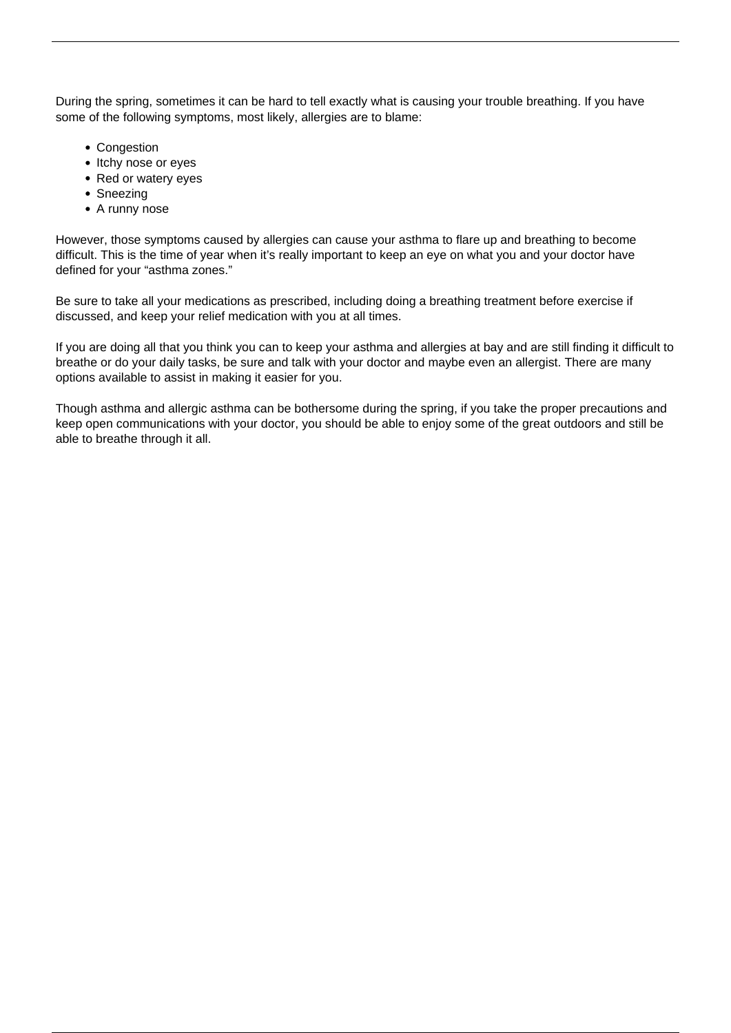During the spring, sometimes it can be hard to tell exactly what is causing your trouble breathing. If you have some of the following symptoms, most likely, allergies are to blame:

- Congestion
- Itchy nose or eyes
- Red or watery eyes
- Sneezing
- A runny nose

However, those symptoms caused by allergies can cause your asthma to flare up and breathing to become difficult. This is the time of year when it's really important to keep an eye on what you and your doctor have defined for your "asthma zones."

Be sure to take all your medications as prescribed, including doing a breathing treatment before exercise if discussed, and keep your relief medication with you at all times.

If you are doing all that you think you can to keep your asthma and allergies at bay and are still finding it difficult to breathe or do your daily tasks, be sure and talk with your doctor and maybe even an allergist. There are many options available to assist in making it easier for you.

Though asthma and allergic asthma can be bothersome during the spring, if you take the proper precautions and keep open communications with your doctor, you should be able to enjoy some of the great outdoors and still be able to breathe through it all.